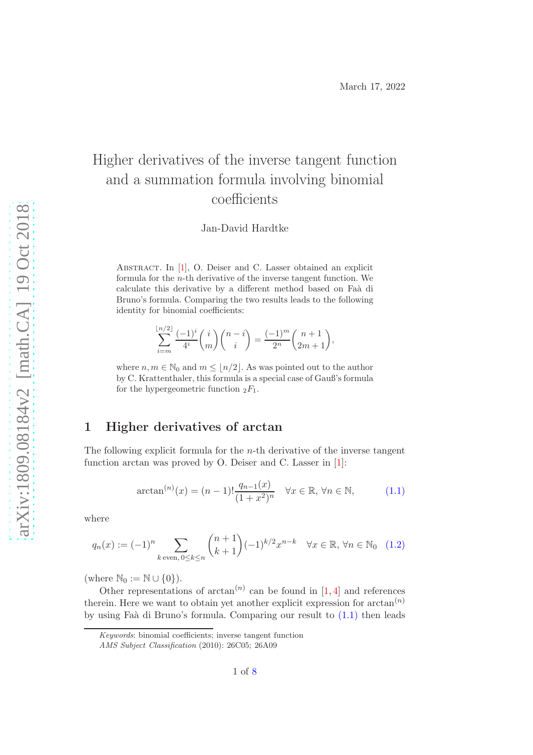March 17, 2022

# Higher derivatives of the inverse tangent function and a summation formula involving binomial coefficients

Jan-David Hardtke

Abstract. In [1], O. Deiser and C. Lasser obtained an explicit formula for the $n$-th derivative of the inverse tangent function. We calculate this derivative by a different method based on Faà di Bruno's formula. Comparing the two results leads to the following identity for binomial coefficients:

$$\sum_{i=m}^{\lfloor n/2 \rfloor} \frac{(-1)^i}{4^i} \binom{i}{m} \binom{n-i}{i} = \frac{(-1)^m}{2^n} \binom{n+1}{2m+1},$$

where $n, m \in \mathbb{N}_0$ and $m \leq \lfloor n/2 \rfloor$. As was pointed out to the author by C. Krattenthaler, this formula is a special case of Gauß's formula for the hypergeometric function ${}_2F_1$.

## 1 Higher derivatives of arctan

The following explicit formula for the $n$-th derivative of the inverse tangent function arctan was proved by O. Deiser and C. Lasser in [1]:

$$\arctan^{(n)}(x) = (n-1)! \frac{q_{n-1}(x)}{(1+x^2)^n} \quad \forall x \in \mathbb{R}, \forall n \in \mathbb{N}, \tag{1.1}$$

where

$$q_n(x) := (-1)^n \sum_{k \text{ even}, 0 \leq k \leq n} \binom{n+1}{k+1} (-1)^{k/2} x^{n-k} \quad \forall x \in \mathbb{R}, \forall n \in \mathbb{N}_0 \tag{1.2}$$

(where $\mathbb{N}_0 := \mathbb{N} \cup \{0\}$).

Other representations of $\arctan^{(n)}$ can be found in [1,4] and references therein. Here we want to obtain yet another explicit expression for $\arctan^{(n)}$ by using Faà di Bruno's formula. Comparing our result to (1.1) then leads

*Keywords*: binomial coefficients; inverse tangent function

*AMS Subject Classification* (2010): 26C05; 26A09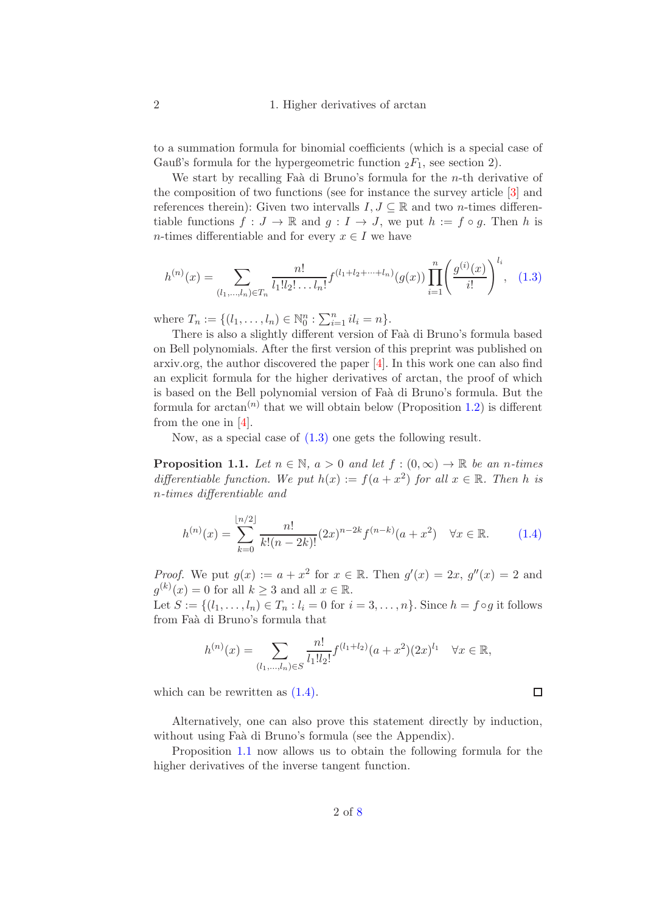to a summation formula for binomial coefficients (which is a special case of Gauß's formula for the hypergeometric function ${}_2F_1$, see section 2).

We start by recalling Faà di Bruno's formula for the $n$-th derivative of the composition of two functions (see for instance the survey article [3] and references therein): Given two intervalls $I, J \subseteq \mathbb{R}$ and two $n$-times differentiable functions $f : J \to \mathbb{R}$ and $g : I \to J$, we put $h := f \circ g$. Then $h$ is $n$-times differentiable and for every $x \in I$ we have

$$h^{(n)}(x) = \sum_{(l_1,\ldots,l_n)\in T_n} \frac{n!}{l_1!l_2!\ldots l_n!} f^{(l_1+l_2+\cdots+l_n)}(g(x)) \prod_{i=1}^{n} \left(\frac{g^{(i)}(x)}{i!}\right)^{l_i}, \quad (1.3)$$

where $T_n := \{(l_1, \ldots, l_n) \in \mathbb{N}_0^n : \sum_{i=1}^n i l_i = n\}$.

There is also a slightly different version of Faà di Bruno's formula based on Bell polynomials. After the first version of this preprint was published on arxiv.org, the author discovered the paper [4]. In this work one can also find an explicit formula for the higher derivatives of arctan, the proof of which is based on the Bell polynomial version of Faà di Bruno's formula. But the formula for $\arctan^{(n)}$ that we will obtain below (Proposition 1.2) is different from the one in [4].

Now, as a special case of (1.3) one gets the following result.

**Proposition 1.1.** *Let $n \in \mathbb{N}$, $a > 0$ and let $f : (0, \infty) \to \mathbb{R}$ be an $n$-times differentiable function. We put $h(x) := f(a + x^2)$ for all $x \in \mathbb{R}$. Then $h$ is $n$-times differentiable and*

$$h^{(n)}(x) = \sum_{k=0}^{\lfloor n/2 \rfloor} \frac{n!}{k!(n-2k)!} (2x)^{n-2k} f^{(n-k)}(a + x^2) \quad \forall x \in \mathbb{R}. \quad (1.4)$$

*Proof.* We put $g(x) := a + x^2$ for $x \in \mathbb{R}$. Then $g'(x) = 2x$, $g''(x) = 2$ and $g^{(k)}(x) = 0$ for all $k \geq 3$ and all $x \in \mathbb{R}$.
Let $S := \{(l_1, \ldots, l_n) \in T_n : l_i = 0 \text{ for } i = 3, \ldots, n\}$. Since $h = f \circ g$ it follows from Faà di Bruno's formula that

$$h^{(n)}(x) = \sum_{(l_1,\ldots,l_n)\in S} \frac{n!}{l_1!l_2!} f^{(l_1+l_2)}(a + x^2)(2x)^{l_1} \quad \forall x \in \mathbb{R},$$

which can be rewritten as (1.4). □

Alternatively, one can also prove this statement directly by induction, without using Faà di Bruno's formula (see the Appendix).

Proposition 1.1 now allows us to obtain the following formula for the higher derivatives of the inverse tangent function.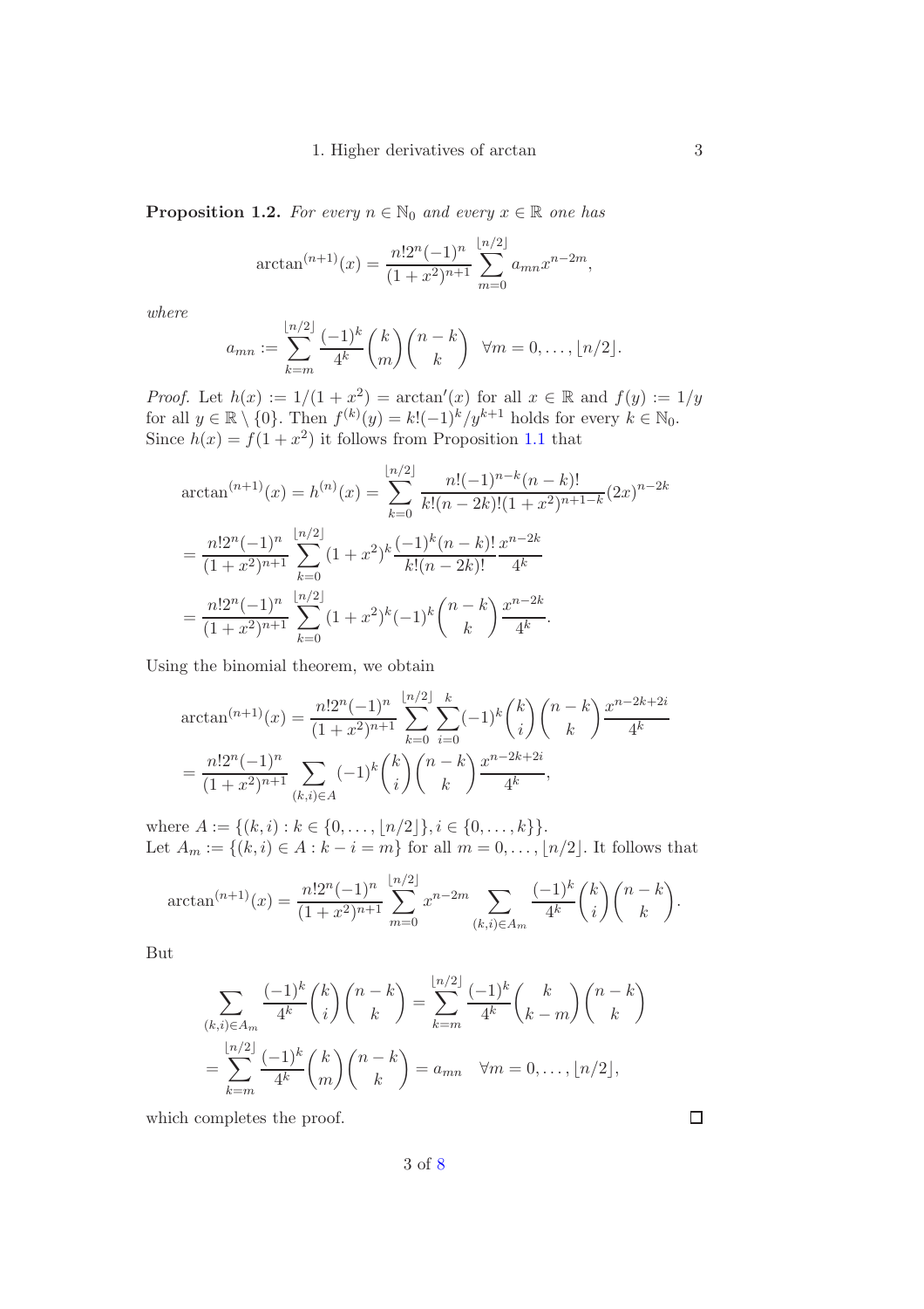**Proposition 1.2.** *For every $n \in \mathbb{N}_0$ and every $x \in \mathbb{R}$ one has*

$$\arctan^{(n+1)}(x) = \frac{n!2^n(-1)^n}{(1+x^2)^{n+1}} \sum_{m=0}^{\lfloor n/2 \rfloor} a_{mn} x^{n-2m},$$

*where*

$$a_{mn} := \sum_{k=m}^{\lfloor n/2 \rfloor} \frac{(-1)^k}{4^k} \binom{k}{m} \binom{n-k}{k} \quad \forall m = 0, \dots, \lfloor n/2 \rfloor.$$

*Proof.* Let $h(x) := 1/(1+x^2) = \arctan'(x)$ for all $x \in \mathbb{R}$ and $f(y) := 1/y$ for all $y \in \mathbb{R} \setminus \{0\}$. Then $f^{(k)}(y) = k!(-1)^k/y^{k+1}$ holds for every $k \in \mathbb{N}_0$. Since $h(x) = f(1+x^2)$ it follows from Proposition 1.1 that

$$\arctan^{(n+1)}(x) = h^{(n)}(x) = \sum_{k=0}^{\lfloor n/2 \rfloor} \frac{n!(-1)^{n-k}(n-k)!}{k!(n-2k)!(1+x^2)^{n+1-k}} (2x)^{n-2k}$$

$$= \frac{n!2^n(-1)^n}{(1+x^2)^{n+1}} \sum_{k=0}^{\lfloor n/2 \rfloor} (1+x^2)^k \frac{(-1)^k (n-k)!}{k!(n-2k)!} \frac{x^{n-2k}}{4^k}$$

$$= \frac{n!2^n(-1)^n}{(1+x^2)^{n+1}} \sum_{k=0}^{\lfloor n/2 \rfloor} (1+x^2)^k (-1)^k \binom{n-k}{k} \frac{x^{n-2k}}{4^k}.$$

Using the binomial theorem, we obtain

$$\arctan^{(n+1)}(x) = \frac{n!2^n(-1)^n}{(1+x^2)^{n+1}} \sum_{k=0}^{\lfloor n/2 \rfloor} \sum_{i=0}^{k} (-1)^k \binom{k}{i} \binom{n-k}{k} \frac{x^{n-2k+2i}}{4^k}$$

$$= \frac{n!2^n(-1)^n}{(1+x^2)^{n+1}} \sum_{(k,i) \in A} (-1)^k \binom{k}{i} \binom{n-k}{k} \frac{x^{n-2k+2i}}{4^k},$$

where $A := \{(k,i) : k \in \{0, \dots, \lfloor n/2 \rfloor\}, i \in \{0, \dots, k\}\}$.
Let $A_m := \{(k,i) \in A : k - i = m\}$ for all $m = 0, \dots, \lfloor n/2 \rfloor$. It follows that

$$\arctan^{(n+1)}(x) = \frac{n!2^n(-1)^n}{(1+x^2)^{n+1}} \sum_{m=0}^{\lfloor n/2 \rfloor} x^{n-2m} \sum_{(k,i) \in A_m} \frac{(-1)^k}{4^k} \binom{k}{i} \binom{n-k}{k}.$$

But

$$\sum_{(k,i) \in A_m} \frac{(-1)^k}{4^k} \binom{k}{i} \binom{n-k}{k} = \sum_{k=m}^{\lfloor n/2 \rfloor} \frac{(-1)^k}{4^k} \binom{k}{k-m} \binom{n-k}{k}$$

$$= \sum_{k=m}^{\lfloor n/2 \rfloor} \frac{(-1)^k}{4^k} \binom{k}{m} \binom{n-k}{k} = a_{mn} \quad \forall m = 0, \dots, \lfloor n/2 \rfloor,$$

which completes the proof. $\square$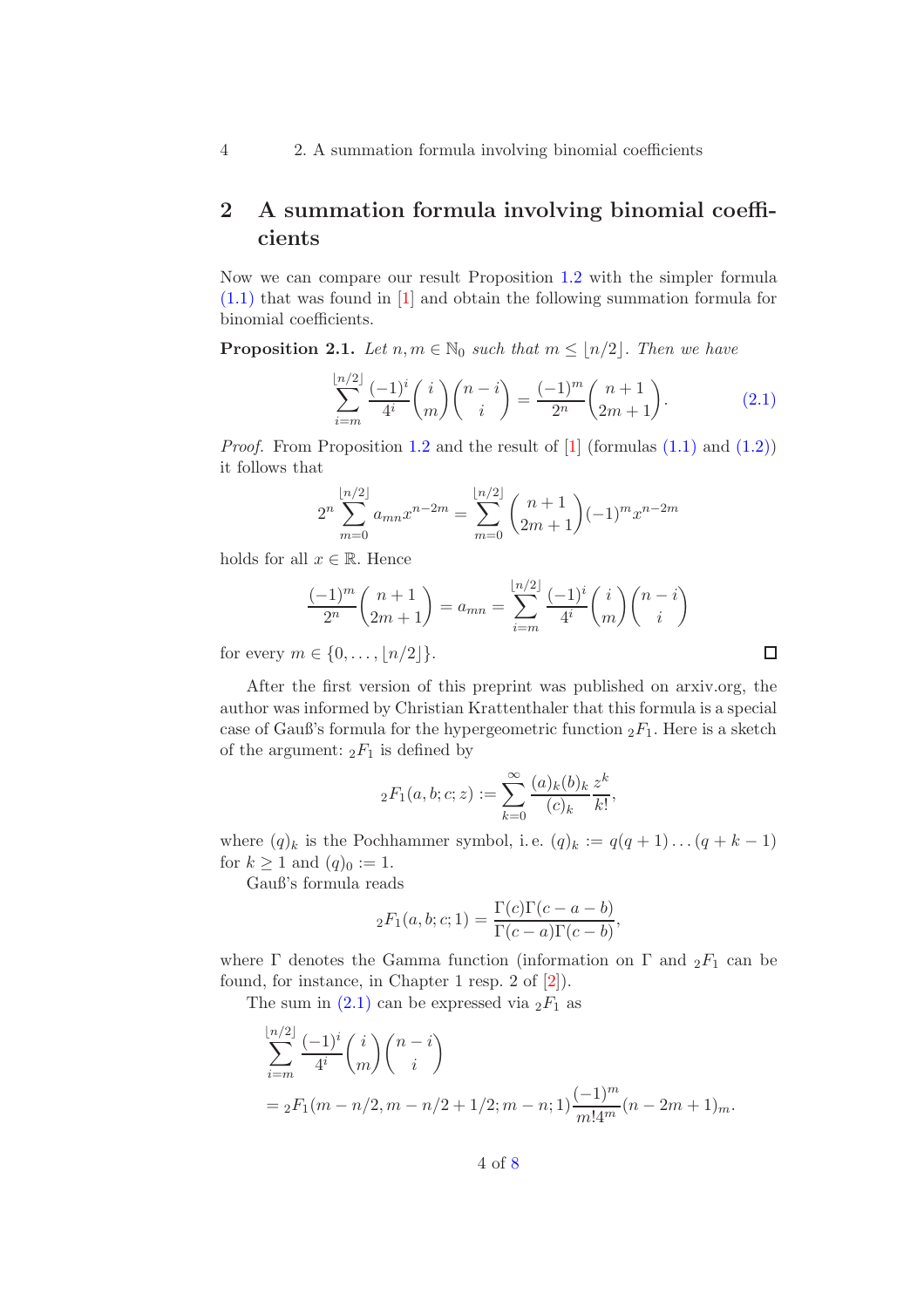## 2 A summation formula involving binomial coefficients

Now we can compare our result Proposition 1.2 with the simpler formula (1.1) that was found in [1] and obtain the following summation formula for binomial coefficients.

**Proposition 2.1.** *Let $n, m \in \mathbb{N}_0$ such that $m \leq \lfloor n/2 \rfloor$. Then we have*

$$\sum_{i=m}^{\lfloor n/2 \rfloor} \frac{(-1)^i}{4^i} \binom{i}{m} \binom{n-i}{i} = \frac{(-1)^m}{2^n} \binom{n+1}{2m+1}. \tag{2.1}$$

*Proof.* From Proposition 1.2 and the result of [1] (formulas (1.1) and (1.2)) it follows that

$$2^n \sum_{m=0}^{\lfloor n/2 \rfloor} a_{mn} x^{n-2m} = \sum_{m=0}^{\lfloor n/2 \rfloor} \binom{n+1}{2m+1} (-1)^m x^{n-2m}$$

holds for all $x \in \mathbb{R}$. Hence

$$\frac{(-1)^m}{2^n} \binom{n+1}{2m+1} = a_{mn} = \sum_{i=m}^{\lfloor n/2 \rfloor} \frac{(-1)^i}{4^i} \binom{i}{m} \binom{n-i}{i}$$

for every $m \in \{0, \dots, \lfloor n/2 \rfloor\}$. □

After the first version of this preprint was published on arxiv.org, the author was informed by Christian Krattenthaler that this formula is a special case of Gauß's formula for the hypergeometric function ${}_2F_1$. Here is a sketch of the argument: ${}_2F_1$ is defined by

$${}_2F_1(a, b; c; z) := \sum_{k=0}^{\infty} \frac{(a)_k (b)_k}{(c)_k} \frac{z^k}{k!},$$

where $(q)_k$ is the Pochhammer symbol, i. e. $(q)_k := q(q+1)\dots(q+k-1)$ for $k \geq 1$ and $(q)_0 := 1$.

Gauß's formula reads

$${}_2F_1(a, b; c; 1) = \frac{\Gamma(c)\Gamma(c-a-b)}{\Gamma(c-a)\Gamma(c-b)},$$

where $\Gamma$ denotes the Gamma function (information on $\Gamma$ and ${}_2F_1$ can be found, for instance, in Chapter 1 resp. 2 of [2]).

The sum in (2.1) can be expressed via ${}_2F_1$ as

$$\begin{aligned}
&\sum_{i=m}^{\lfloor n/2 \rfloor} \frac{(-1)^i}{4^i} \binom{i}{m} \binom{n-i}{i} \\
&= {}_2F_1(m - n/2, m - n/2 + 1/2; m - n; 1) \frac{(-1)^m}{m! 4^m} (n - 2m + 1)_m.
\end{aligned}$$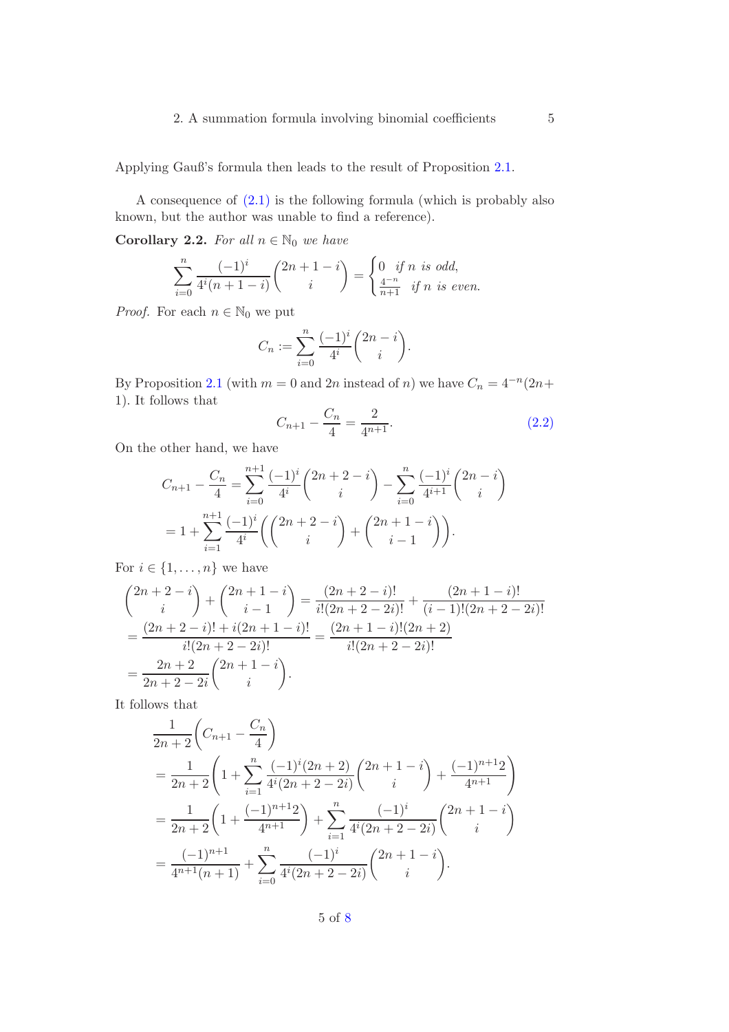Applying Gauß's formula then leads to the result of Proposition 2.1.

A consequence of (2.1) is the following formula (which is probably also known, but the author was unable to find a reference).

**Corollary 2.2.** *For all $n \in \mathbb{N}_0$ we have*

$$\sum_{i=0}^{n} \frac{(-1)^i}{4^i(n+1-i)} \binom{2n+1-i}{i} = \begin{cases} 0 & \text{if } n \text{ is odd,} \\ \frac{4^{-n}}{n+1} & \text{if } n \text{ is even.} \end{cases}$$

*Proof.* For each $n \in \mathbb{N}_0$ we put

$$C_n := \sum_{i=0}^{n} \frac{(-1)^i}{4^i} \binom{2n-i}{i}.$$

By Proposition 2.1 (with $m = 0$ and $2n$ instead of $n$) we have $C_n = 4^{-n}(2n+1)$. It follows that

$$C_{n+1} - \frac{C_n}{4} = \frac{2}{4^{n+1}}. \tag{2.2}$$

On the other hand, we have

$$\begin{aligned}
C_{n+1} - \frac{C_n}{4} &= \sum_{i=0}^{n+1} \frac{(-1)^i}{4^i} \binom{2n+2-i}{i} - \sum_{i=0}^{n} \frac{(-1)^i}{4^{i+1}} \binom{2n-i}{i} \\
&= 1 + \sum_{i=1}^{n+1} \frac{(-1)^i}{4^i} \left( \binom{2n+2-i}{i} + \binom{2n+1-i}{i-1} \right).
\end{aligned}$$

For $i \in \{1, \ldots, n\}$ we have

$$\begin{aligned}
&\binom{2n+2-i}{i} + \binom{2n+1-i}{i-1} = \frac{(2n+2-i)!}{i!(2n+2-2i)!} + \frac{(2n+1-i)!}{(i-1)!(2n+2-2i)!} \\
&= \frac{(2n+2-i)! + i(2n+1-i)!}{i!(2n+2-2i)!} = \frac{(2n+1-i)!(2n+2)}{i!(2n+2-2i)!} \\
&= \frac{2n+2}{2n+2-2i} \binom{2n+1-i}{i}.
\end{aligned}$$

It follows that

$$\begin{aligned}
&\frac{1}{2n+2}\left( C_{n+1} - \frac{C_n}{4} \right) \\
&= \frac{1}{2n+2}\left( 1 + \sum_{i=1}^{n} \frac{(-1)^i(2n+2)}{4^i(2n+2-2i)} \binom{2n+1-i}{i} + \frac{(-1)^{n+1}2}{4^{n+1}} \right) \\
&= \frac{1}{2n+2}\left( 1 + \frac{(-1)^{n+1}2}{4^{n+1}} \right) + \sum_{i=1}^{n} \frac{(-1)^i}{4^i(2n+2-2i)} \binom{2n+1-i}{i} \\
&= \frac{(-1)^{n+1}}{4^{n+1}(n+1)} + \sum_{i=0}^{n} \frac{(-1)^i}{4^i(2n+2-2i)} \binom{2n+1-i}{i}.
\end{aligned}$$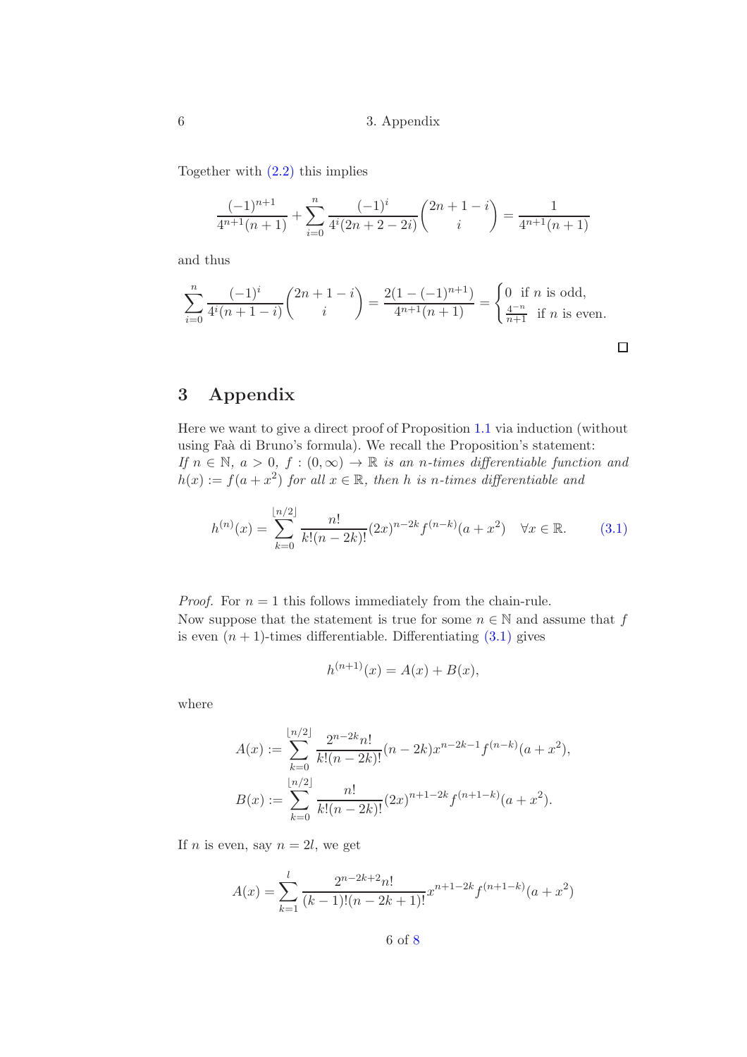Together with (2.2) this implies

$$\frac{(-1)^{n+1}}{4^{n+1}(n+1)} + \sum_{i=0}^{n} \frac{(-1)^i}{4^i(2n+2-2i)} \binom{2n+1-i}{i} = \frac{1}{4^{n+1}(n+1)}$$

and thus

$$\sum_{i=0}^{n} \frac{(-1)^i}{4^i(n+1-i)} \binom{2n+1-i}{i} = \frac{2(1-(-1)^{n+1})}{4^{n+1}(n+1)} = \begin{cases} 0 & \text{if } n \text{ is odd,} \\ \frac{4^{-n}}{n+1} & \text{if } n \text{ is even.} \end{cases}$$

□

# 3 Appendix

Here we want to give a direct proof of Proposition 1.1 via induction (without using Faà di Bruno's formula). We recall the Proposition's statement:
*If $n \in \mathbb{N}$, $a > 0$, $f : (0, \infty) \to \mathbb{R}$ is an $n$-times differentiable function and $h(x) := f(a + x^2)$ for all $x \in \mathbb{R}$, then $h$ is $n$-times differentiable and*

$$h^{(n)}(x) = \sum_{k=0}^{\lfloor n/2 \rfloor} \frac{n!}{k!(n-2k)!} (2x)^{n-2k} f^{(n-k)}(a + x^2) \quad \forall x \in \mathbb{R}. \tag{3.1}$$

*Proof.* For $n = 1$ this follows immediately from the chain-rule.
Now suppose that the statement is true for some $n \in \mathbb{N}$ and assume that $f$ is even $(n+1)$-times differentiable. Differentiating (3.1) gives

$$h^{(n+1)}(x) = A(x) + B(x),$$

where

$$A(x) := \sum_{k=0}^{\lfloor n/2 \rfloor} \frac{2^{n-2k} n!}{k!(n-2k)!} (n-2k) x^{n-2k-1} f^{(n-k)}(a + x^2),$$

$$B(x) := \sum_{k=0}^{\lfloor n/2 \rfloor} \frac{n!}{k!(n-2k)!} (2x)^{n+1-2k} f^{(n+1-k)}(a + x^2).$$

If $n$ is even, say $n = 2l$, we get

$$A(x) = \sum_{k=1}^{l} \frac{2^{n-2k+2} n!}{(k-1)!(n-2k+1)!} x^{n+1-2k} f^{(n+1-k)}(a + x^2)$$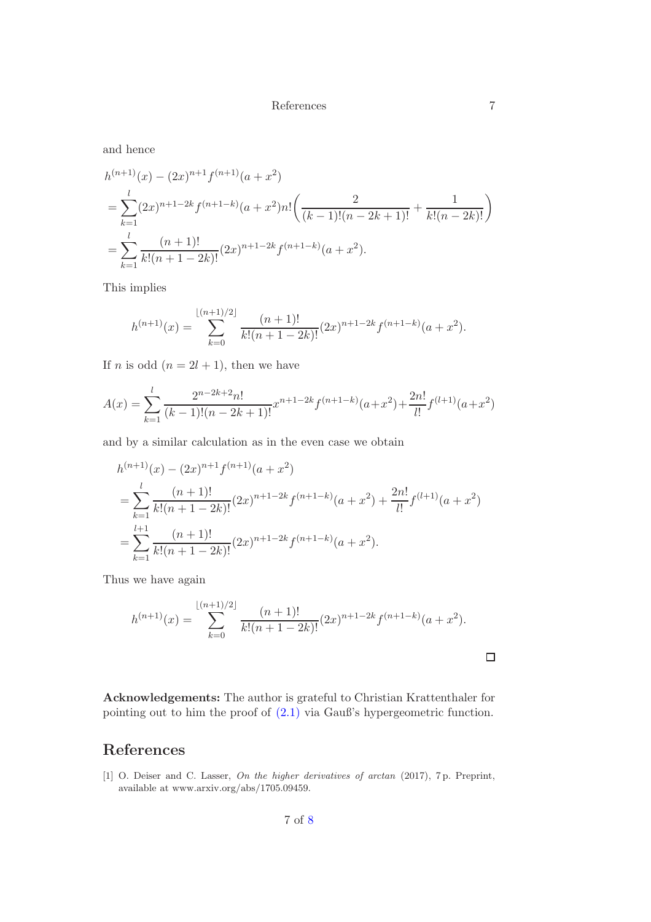and hence

$$
\begin{aligned}
&h^{(n+1)}(x) - (2x)^{n+1} f^{(n+1)}(a+x^2) \\
&= \sum_{k=1}^{l} (2x)^{n+1-2k} f^{(n+1-k)}(a+x^2) n! \left( \frac{2}{(k-1)!(n-2k+1)!} + \frac{1}{k!(n-2k)!} \right) \\
&= \sum_{k=1}^{l} \frac{(n+1)!}{k!(n+1-2k)!} (2x)^{n+1-2k} f^{(n+1-k)}(a+x^2).
\end{aligned}
$$

This implies

$$
h^{(n+1)}(x) = \sum_{k=0}^{\lfloor (n+1)/2 \rfloor} \frac{(n+1)!}{k!(n+1-2k)!} (2x)^{n+1-2k} f^{(n+1-k)}(a+x^2).
$$

If $n$ is odd ($n = 2l+1$), then we have

$$
A(x) = \sum_{k=1}^{l} \frac{2^{n-2k+2} n!}{(k-1)!(n-2k+1)!} x^{n+1-2k} f^{(n+1-k)}(a+x^2) + \frac{2n!}{l!} f^{(l+1)}(a+x^2)
$$

and by a similar calculation as in the even case we obtain

$$
\begin{aligned}
&h^{(n+1)}(x) - (2x)^{n+1} f^{(n+1)}(a+x^2) \\
&= \sum_{k=1}^{l} \frac{(n+1)!}{k!(n+1-2k)!} (2x)^{n+1-2k} f^{(n+1-k)}(a+x^2) + \frac{2n!}{l!} f^{(l+1)}(a+x^2) \\
&= \sum_{k=1}^{l+1} \frac{(n+1)!}{k!(n+1-2k)!} (2x)^{n+1-2k} f^{(n+1-k)}(a+x^2).
\end{aligned}
$$

Thus we have again

$$
h^{(n+1)}(x) = \sum_{k=0}^{\lfloor (n+1)/2 \rfloor} \frac{(n+1)!}{k!(n+1-2k)!} (2x)^{n+1-2k} f^{(n+1-k)}(a+x^2).
$$

□

**Acknowledgements:** The author is grateful to Christian Krattenthaler for pointing out to him the proof of (2.1) via Gauß's hypergeometric function.

## References

[1] O. Deiser and C. Lasser, *On the higher derivatives of arctan* (2017), 7 p. Preprint, available at www.arxiv.org/abs/1705.09459.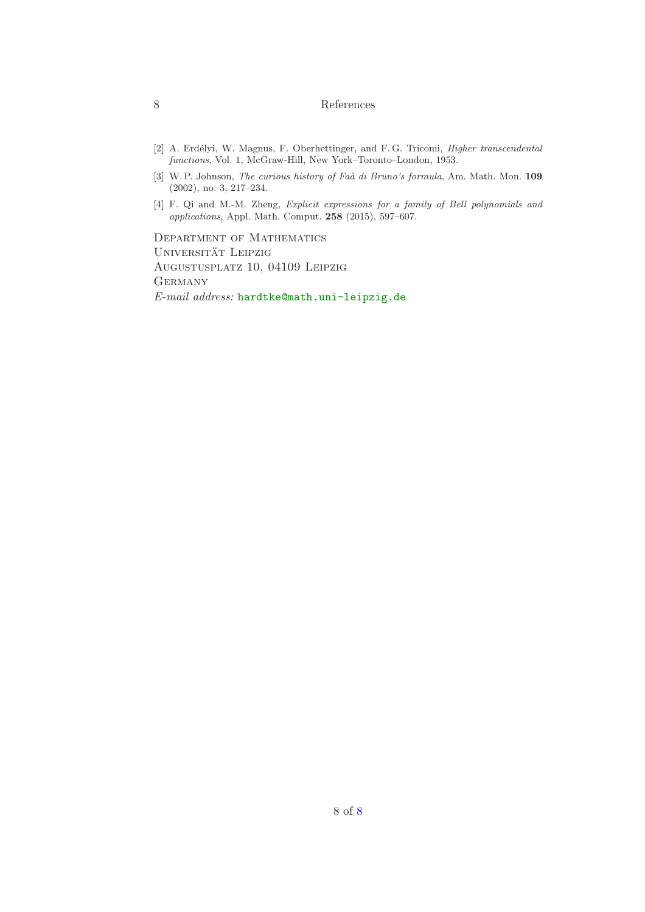[2] A. Erdélyi, W. Magnus, F. Oberhettinger, and F. G. Tricomi, *Higher transcendental functions*, Vol. 1, McGraw-Hill, New York–Toronto–London, 1953.

[3] W. P. Johnson, *The curious history of Faà di Bruno's formula*, Am. Math. Mon. **109** (2002), no. 3, 217–234.

[4] F. Qi and M.-M. Zheng, *Explicit expressions for a family of Bell polynomials and applications*, Appl. Math. Comput. **258** (2015), 597–607.

Department of Mathematics
Universität Leipzig
Augustusplatz 10, 04109 Leipzig
Germany
*E-mail address:* hardtke@math.uni-leipzig.de